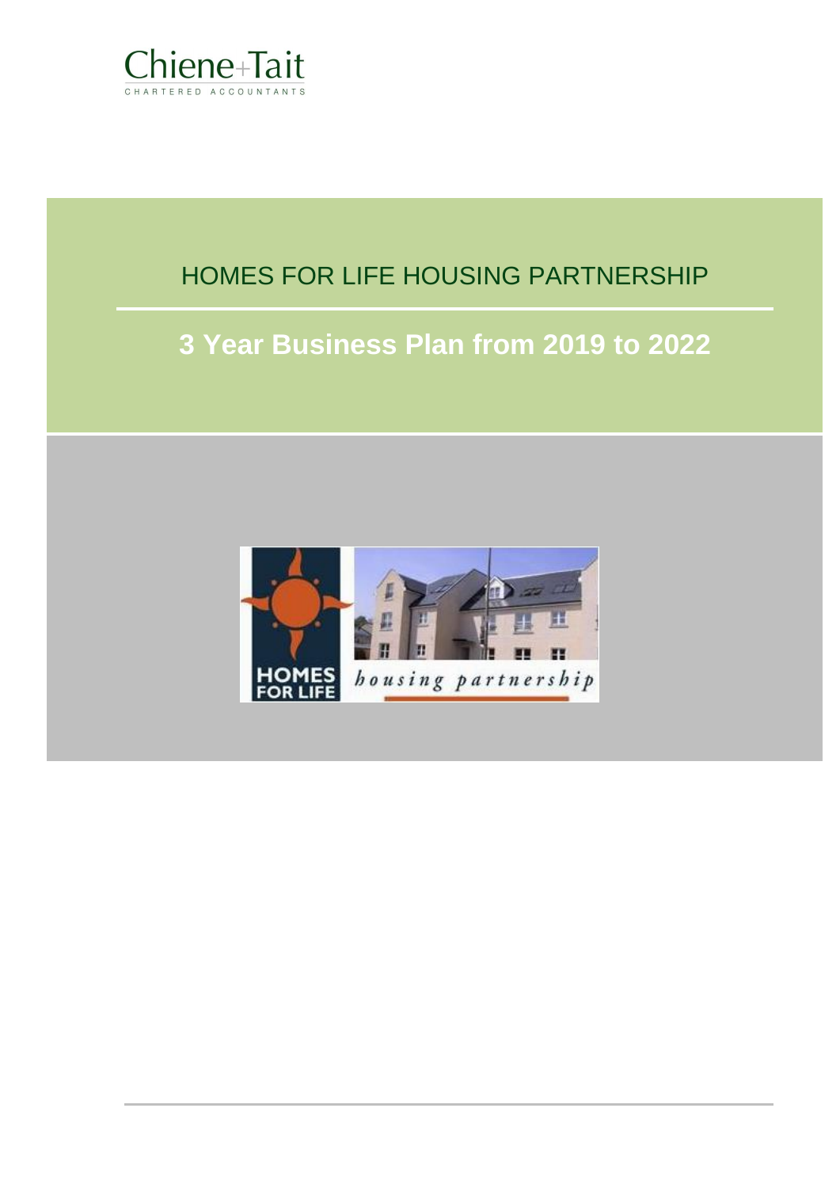Chiene+Tait

CHARTERED ACCOUNTANTS

# HOMES FOR LIFE HOUSING PARTNERSHIP

## 3 Year Business Plan from 2019 to 2022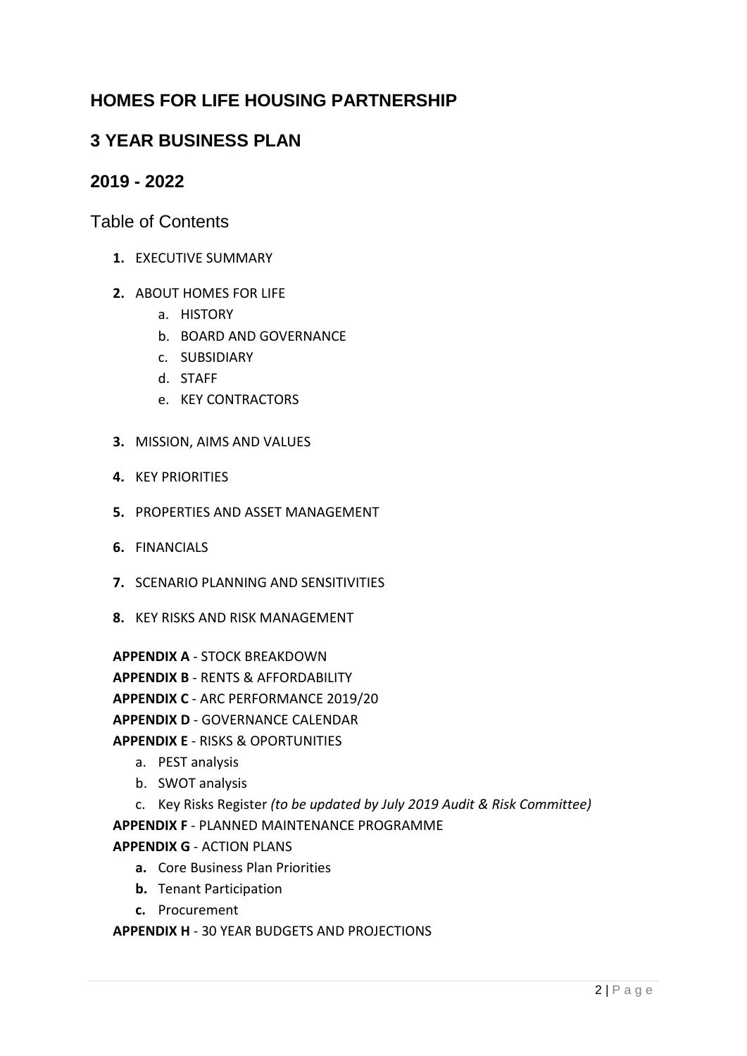# HOMES FOR LIFE HOUSING PARTNERSHIP

# 3 YEAR BUSINESS PLAN

# 2019 - 2022

## Table of Contents

1. EXECUTIVE SUMMARY
2. ABOUT HOMES FOR LIFE
   a. HISTORY
   b. BOARD AND GOVERNANCE
   c. SUBSIDIARY
   d. STAFF
   e. KEY CONTRACTORS
3. MISSION, AIMS AND VALUES
4. KEY PRIORITIES
5. PROPERTIES AND ASSET MANAGEMENT
6. FINANCIALS
7. SCENARIO PLANNING AND SENSITIVITIES
8. KEY RISKS AND RISK MANAGEMENT

**APPENDIX A** - STOCK BREAKDOWN

**APPENDIX B** - RENTS & AFFORDABILITY

**APPENDIX C** - ARC PERFORMANCE 2019/20

**APPENDIX D** - GOVERNANCE CALENDAR

**APPENDIX E** - RISKS & OPORTUNITIES
   a. PEST analysis
   b. SWOT analysis
   c. Key Risks Register *(to be updated by July 2019 Audit & Risk Committee)*

**APPENDIX F** - PLANNED MAINTENANCE PROGRAMME

**APPENDIX G** - ACTION PLANS
   **a.** Core Business Plan Priorities
   **b.** Tenant Participation
   **c.** Procurement

**APPENDIX H** - 30 YEAR BUDGETS AND PROJECTIONS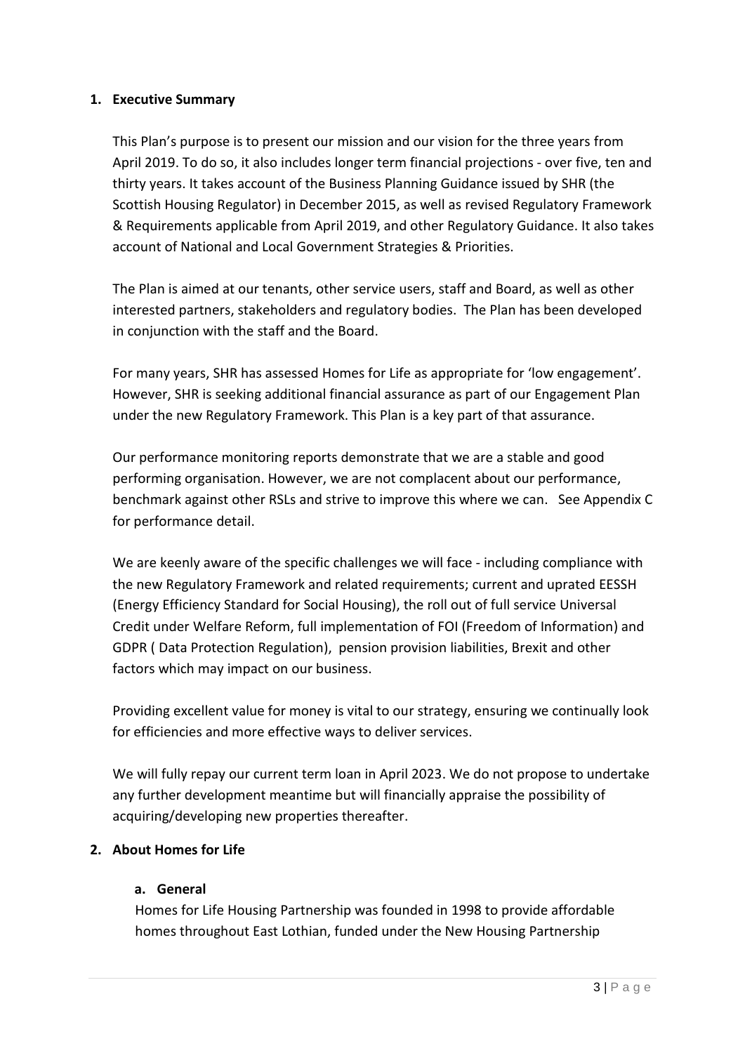## 1. Executive Summary

This Plan's purpose is to present our mission and our vision for the three years from April 2019. To do so, it also includes longer term financial projections - over five, ten and thirty years. It takes account of the Business Planning Guidance issued by SHR (the Scottish Housing Regulator) in December 2015, as well as revised Regulatory Framework & Requirements applicable from April 2019, and other Regulatory Guidance. It also takes account of National and Local Government Strategies & Priorities.

The Plan is aimed at our tenants, other service users, staff and Board, as well as other interested partners, stakeholders and regulatory bodies. The Plan has been developed in conjunction with the staff and the Board.

For many years, SHR has assessed Homes for Life as appropriate for 'low engagement'. However, SHR is seeking additional financial assurance as part of our Engagement Plan under the new Regulatory Framework. This Plan is a key part of that assurance.

Our performance monitoring reports demonstrate that we are a stable and good performing organisation. However, we are not complacent about our performance, benchmark against other RSLs and strive to improve this where we can. See Appendix C for performance detail.

We are keenly aware of the specific challenges we will face - including compliance with the new Regulatory Framework and related requirements; current and uprated EESSH (Energy Efficiency Standard for Social Housing), the roll out of full service Universal Credit under Welfare Reform, full implementation of FOI (Freedom of Information) and GDPR ( Data Protection Regulation), pension provision liabilities, Brexit and other factors which may impact on our business.

Providing excellent value for money is vital to our strategy, ensuring we continually look for efficiencies and more effective ways to deliver services.

We will fully repay our current term loan in April 2023. We do not propose to undertake any further development meantime but will financially appraise the possibility of acquiring/developing new properties thereafter.

## 2. About Homes for Life

### a. General

Homes for Life Housing Partnership was founded in 1998 to provide affordable homes throughout East Lothian, funded under the New Housing Partnership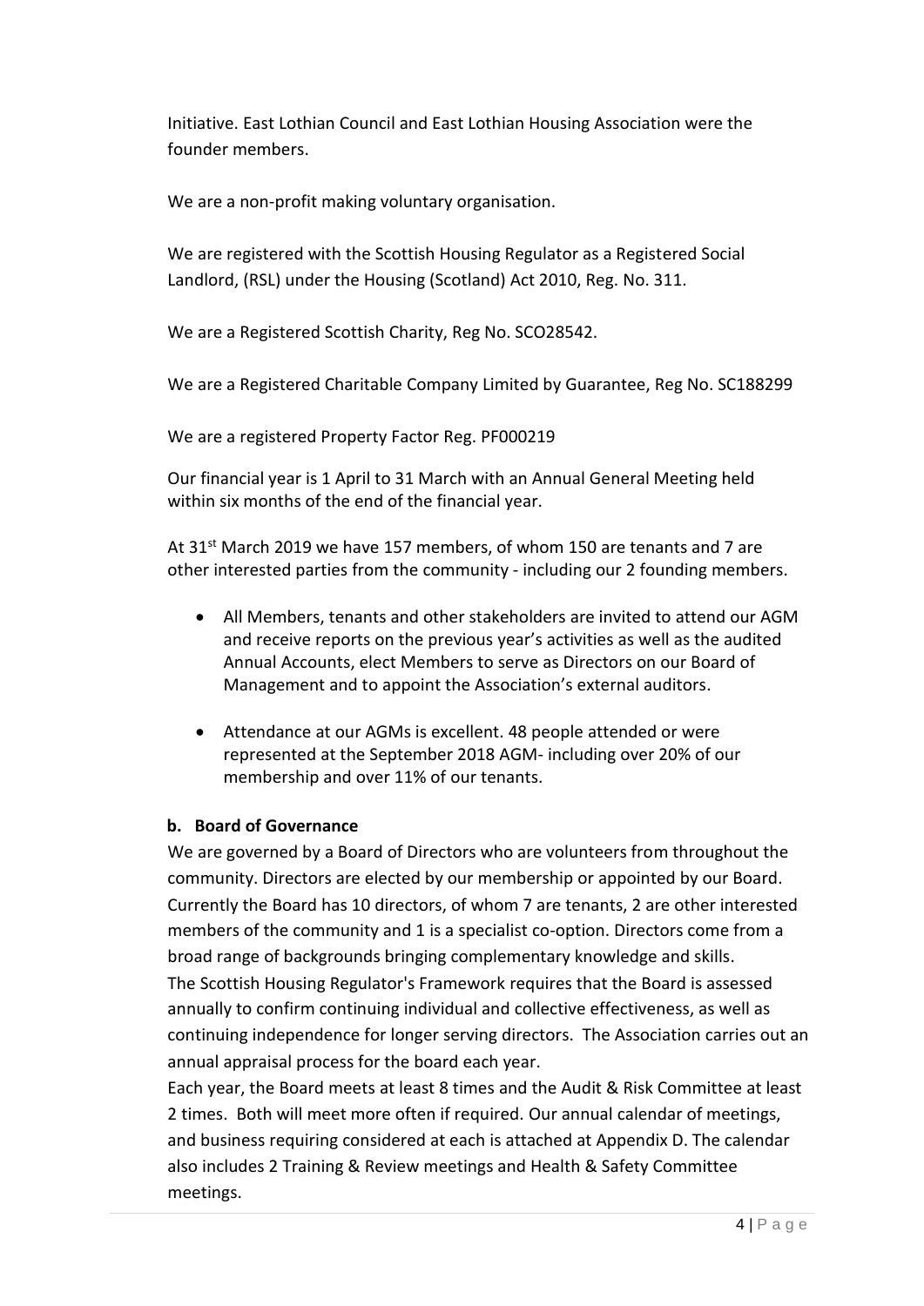Initiative. East Lothian Council and East Lothian Housing Association were the founder members.

We are a non-profit making voluntary organisation.

We are registered with the Scottish Housing Regulator as a Registered Social Landlord, (RSL) under the Housing (Scotland) Act 2010, Reg. No. 311.

We are a Registered Scottish Charity, Reg No. SCO28542.

We are a Registered Charitable Company Limited by Guarantee, Reg No. SC188299

We are a registered Property Factor Reg. PF000219

Our financial year is 1 April to 31 March with an Annual General Meeting held within six months of the end of the financial year.

At 31st March 2019 we have 157 members, of whom 150 are tenants and 7 are other interested parties from the community - including our 2 founding members.

- All Members, tenants and other stakeholders are invited to attend our AGM and receive reports on the previous year's activities as well as the audited Annual Accounts, elect Members to serve as Directors on our Board of Management and to appoint the Association's external auditors.
- Attendance at our AGMs is excellent. 48 people attended or were represented at the September 2018 AGM- including over 20% of our membership and over 11% of our tenants.

### b. Board of Governance

We are governed by a Board of Directors who are volunteers from throughout the community. Directors are elected by our membership or appointed by our Board. Currently the Board has 10 directors, of whom 7 are tenants, 2 are other interested members of the community and 1 is a specialist co-option. Directors come from a broad range of backgrounds bringing complementary knowledge and skills.
The Scottish Housing Regulator's Framework requires that the Board is assessed annually to confirm continuing individual and collective effectiveness, as well as continuing independence for longer serving directors. The Association carries out an annual appraisal process for the board each year.
Each year, the Board meets at least 8 times and the Audit & Risk Committee at least 2 times. Both will meet more often if required. Our annual calendar of meetings, and business requiring considered at each is attached at Appendix D. The calendar also includes 2 Training & Review meetings and Health & Safety Committee meetings.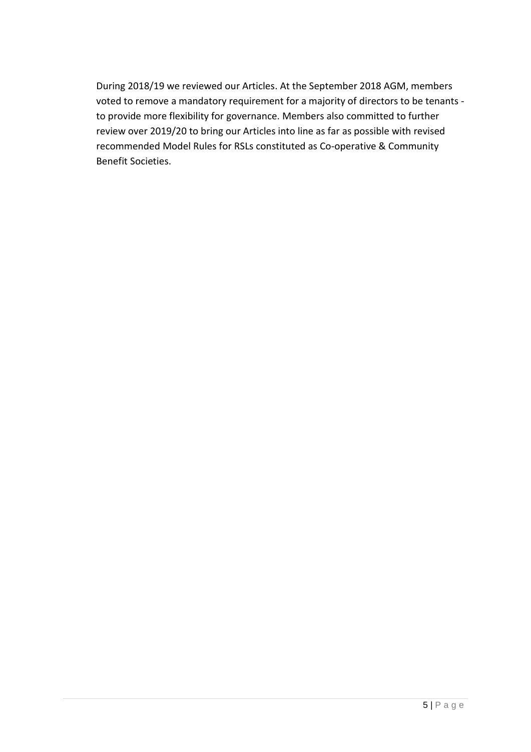During 2018/19 we reviewed our Articles. At the September 2018 AGM, members voted to remove a mandatory requirement for a majority of directors to be tenants - to provide more flexibility for governance. Members also committed to further review over 2019/20 to bring our Articles into line as far as possible with revised recommended Model Rules for RSLs constituted as Co-operative & Community Benefit Societies.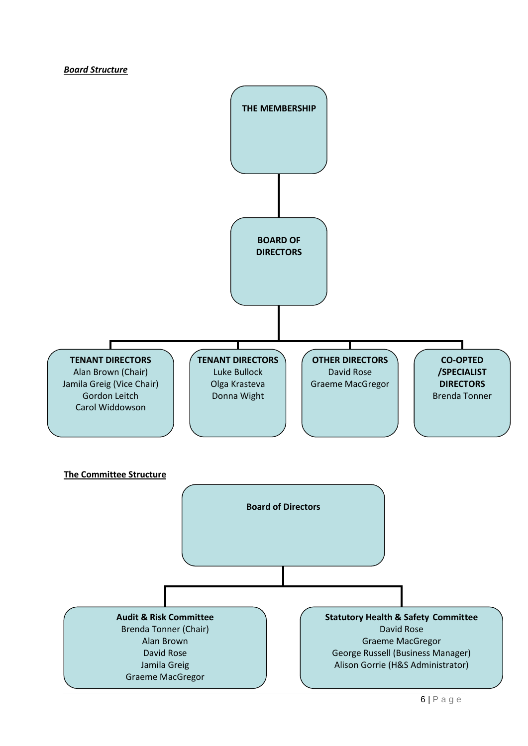***Board Structure***

**THE MEMBERSHIP**

**BOARD OF DIRECTORS**

**TENANT DIRECTORS**
Alan Brown (Chair)
Jamila Greig (Vice Chair)
Gordon Leitch
Carol Widdowson

**TENANT DIRECTORS**
Luke Bullock
Olga Krasteva
Donna Wight

**OTHER DIRECTORS**
David Rose
Graeme MacGregor

**CO-OPTED /SPECIALIST DIRECTORS**
Brenda Tonner

**The Committee Structure**

**Board of Directors**

**Audit & Risk Committee**
Brenda Tonner (Chair)
Alan Brown
David Rose
Jamila Greig
Graeme MacGregor

**Statutory Health & Safety Committee**
David Rose
Graeme MacGregor
George Russell (Business Manager)
Alison Gorrie (H&S Administrator)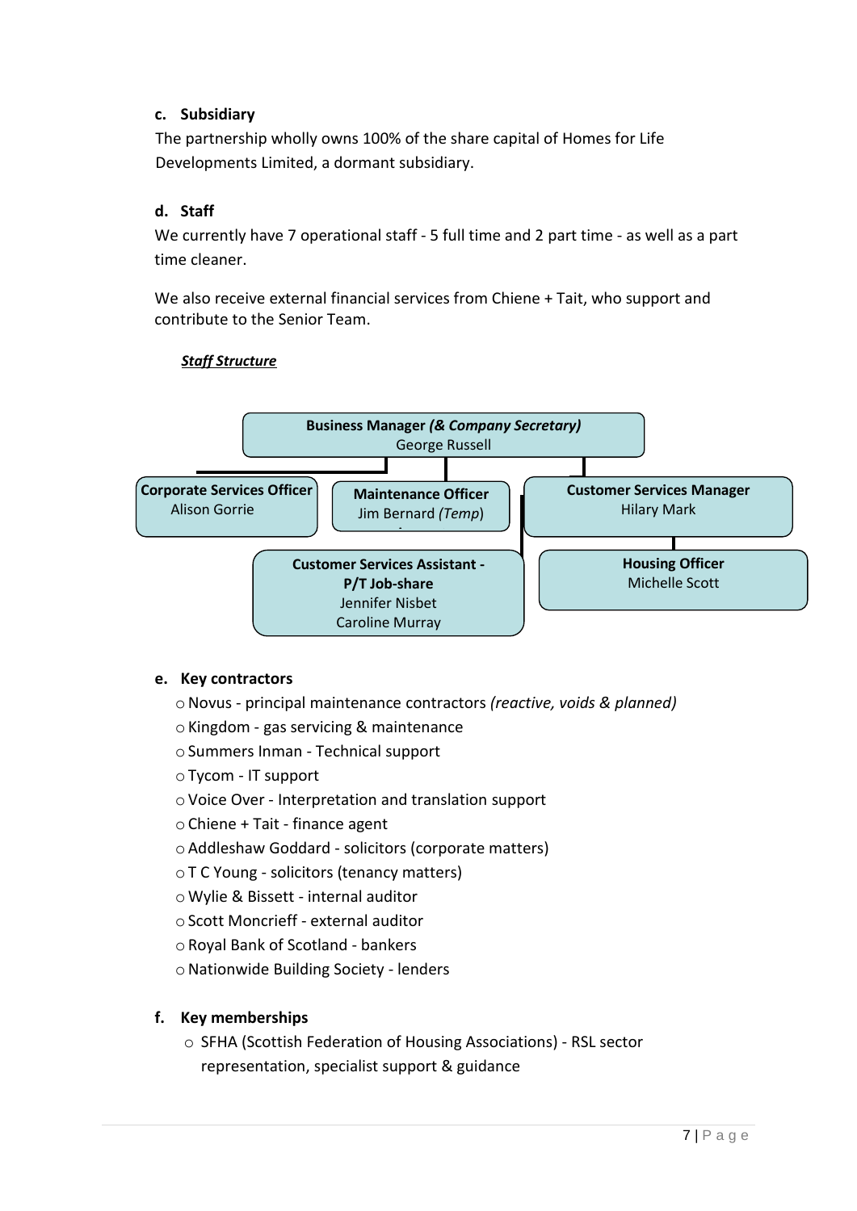**c. Subsidiary**

The partnership wholly owns 100% of the share capital of Homes for Life Developments Limited, a dormant subsidiary.

**d. Staff**

We currently have 7 operational staff - 5 full time and 2 part time - as well as a part time cleaner.

We also receive external financial services from Chiene + Tait, who support and contribute to the Senior Team.

***Staff Structure***

**Business Manager *(& Company Secretary)***
George Russell

**Corporate Services Officer**
Alison Gorrie

**Maintenance Officer**
Jim Bernard *(Temp)*

**Customer Services Manager**
Hilary Mark

**Customer Services Assistant - P/T Job-share**
Jennifer Nisbet
Caroline Murray

**Housing Officer**
Michelle Scott

**e. Key contractors**

- Novus - principal maintenance contractors *(reactive, voids & planned)*
- Kingdom - gas servicing & maintenance
- Summers Inman - Technical support
- Tycom - IT support
- Voice Over - Interpretation and translation support
- Chiene + Tait - finance agent
- Addleshaw Goddard - solicitors (corporate matters)
- T C Young - solicitors (tenancy matters)
- Wylie & Bissett - internal auditor
- Scott Moncrieff - external auditor
- Royal Bank of Scotland - bankers
- Nationwide Building Society - lenders

**f. Key memberships**

- SFHA (Scottish Federation of Housing Associations) - RSL sector representation, specialist support & guidance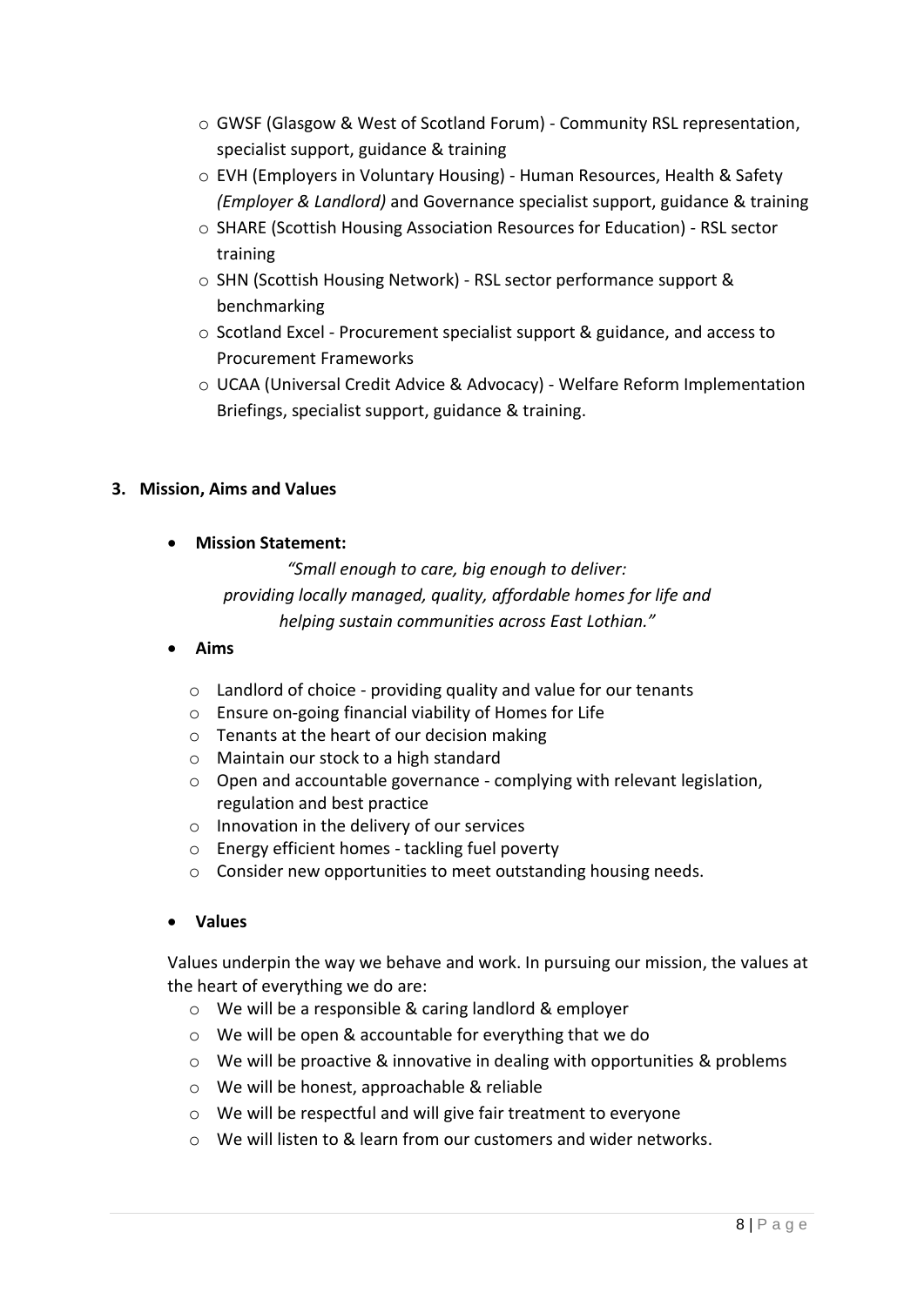- GWSF (Glasgow & West of Scotland Forum) - Community RSL representation, specialist support, guidance & training
- EVH (Employers in Voluntary Housing) - Human Resources, Health & Safety *(Employer & Landlord)* and Governance specialist support, guidance & training
- SHARE (Scottish Housing Association Resources for Education) - RSL sector training
- SHN (Scottish Housing Network) - RSL sector performance support & benchmarking
- Scotland Excel - Procurement specialist support & guidance, and access to Procurement Frameworks
- UCAA (Universal Credit Advice & Advocacy) - Welfare Reform Implementation Briefings, specialist support, guidance & training.

## 3. Mission, Aims and Values

- **Mission Statement:**

  *"Small enough to care, big enough to deliver: providing locally managed, quality, affordable homes for life and helping sustain communities across East Lothian."*

- **Aims**
  - Landlord of choice - providing quality and value for our tenants
  - Ensure on-going financial viability of Homes for Life
  - Tenants at the heart of our decision making
  - Maintain our stock to a high standard
  - Open and accountable governance - complying with relevant legislation, regulation and best practice
  - Innovation in the delivery of our services
  - Energy efficient homes - tackling fuel poverty
  - Consider new opportunities to meet outstanding housing needs.

- **Values**

  Values underpin the way we behave and work. In pursuing our mission, the values at the heart of everything we do are:

  - We will be a responsible & caring landlord & employer
  - We will be open & accountable for everything that we do
  - We will be proactive & innovative in dealing with opportunities & problems
  - We will be honest, approachable & reliable
  - We will be respectful and will give fair treatment to everyone
  - We will listen to & learn from our customers and wider networks.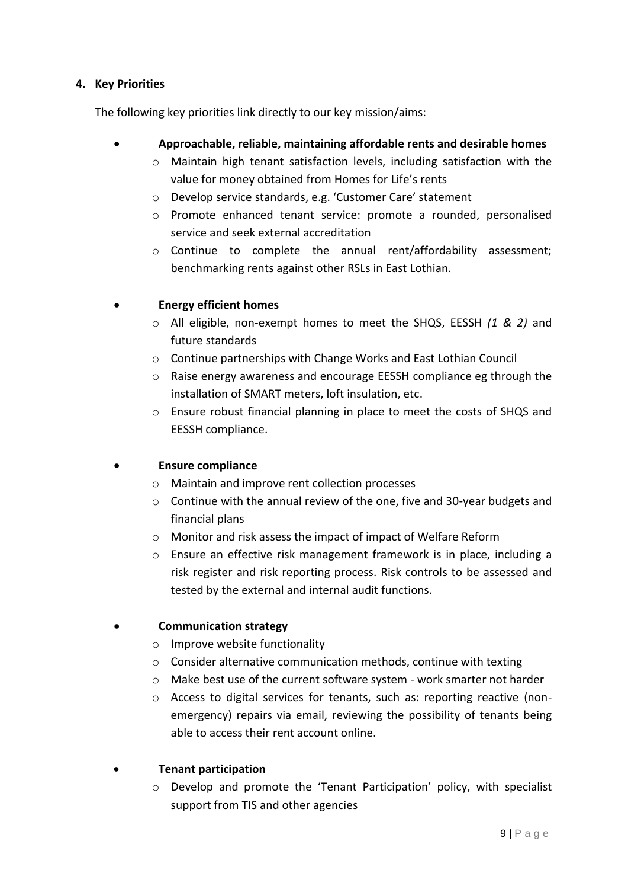## 4. Key Priorities

The following key priorities link directly to our key mission/aims:

- **Approachable, reliable, maintaining affordable rents and desirable homes**
  - Maintain high tenant satisfaction levels, including satisfaction with the value for money obtained from Homes for Life's rents
  - Develop service standards, e.g. 'Customer Care' statement
  - Promote enhanced tenant service: promote a rounded, personalised service and seek external accreditation
  - Continue to complete the annual rent/affordability assessment; benchmarking rents against other RSLs in East Lothian.

- **Energy efficient homes**
  - All eligible, non-exempt homes to meet the SHQS, EESSH *(1 & 2)* and future standards
  - Continue partnerships with Change Works and East Lothian Council
  - Raise energy awareness and encourage EESSH compliance eg through the installation of SMART meters, loft insulation, etc.
  - Ensure robust financial planning in place to meet the costs of SHQS and EESSH compliance.

- **Ensure compliance**
  - Maintain and improve rent collection processes
  - Continue with the annual review of the one, five and 30-year budgets and financial plans
  - Monitor and risk assess the impact of impact of Welfare Reform
  - Ensure an effective risk management framework is in place, including a risk register and risk reporting process. Risk controls to be assessed and tested by the external and internal audit functions.

- **Communication strategy**
  - Improve website functionality
  - Consider alternative communication methods, continue with texting
  - Make best use of the current software system - work smarter not harder
  - Access to digital services for tenants, such as: reporting reactive (non-emergency) repairs via email, reviewing the possibility of tenants being able to access their rent account online.

- **Tenant participation**
  - Develop and promote the 'Tenant Participation' policy, with specialist support from TIS and other agencies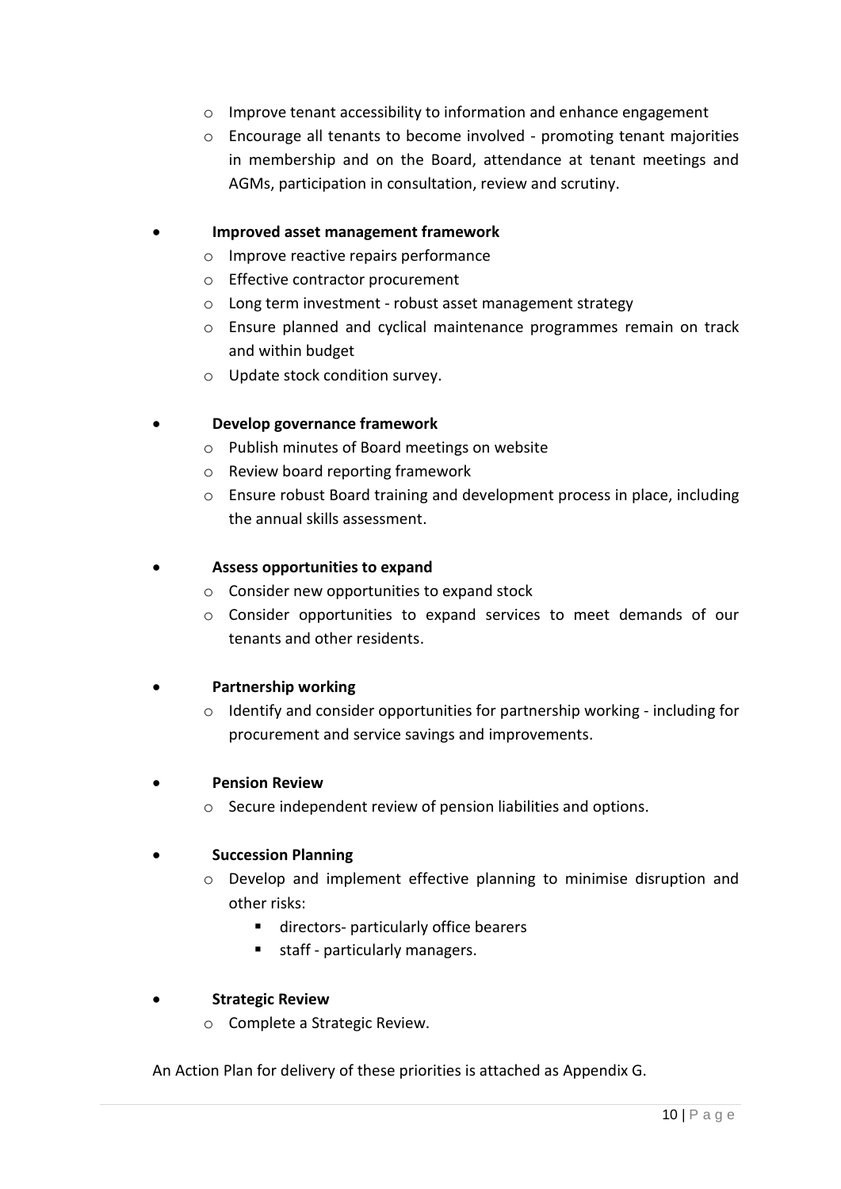- Improve tenant accessibility to information and enhance engagement
  - Encourage all tenants to become involved - promoting tenant majorities in membership and on the Board, attendance at tenant meetings and AGMs, participation in consultation, review and scrutiny.

- **Improved asset management framework**
  - Improve reactive repairs performance
  - Effective contractor procurement
  - Long term investment - robust asset management strategy
  - Ensure planned and cyclical maintenance programmes remain on track and within budget
  - Update stock condition survey.

- **Develop governance framework**
  - Publish minutes of Board meetings on website
  - Review board reporting framework
  - Ensure robust Board training and development process in place, including the annual skills assessment.

- **Assess opportunities to expand**
  - Consider new opportunities to expand stock
  - Consider opportunities to expand services to meet demands of our tenants and other residents.

- **Partnership working**
  - Identify and consider opportunities for partnership working - including for procurement and service savings and improvements.

- **Pension Review**
  - Secure independent review of pension liabilities and options.

- **Succession Planning**
  - Develop and implement effective planning to minimise disruption and other risks:
    - directors- particularly office bearers
    - staff - particularly managers.

- **Strategic Review**
  - Complete a Strategic Review.

An Action Plan for delivery of these priorities is attached as Appendix G.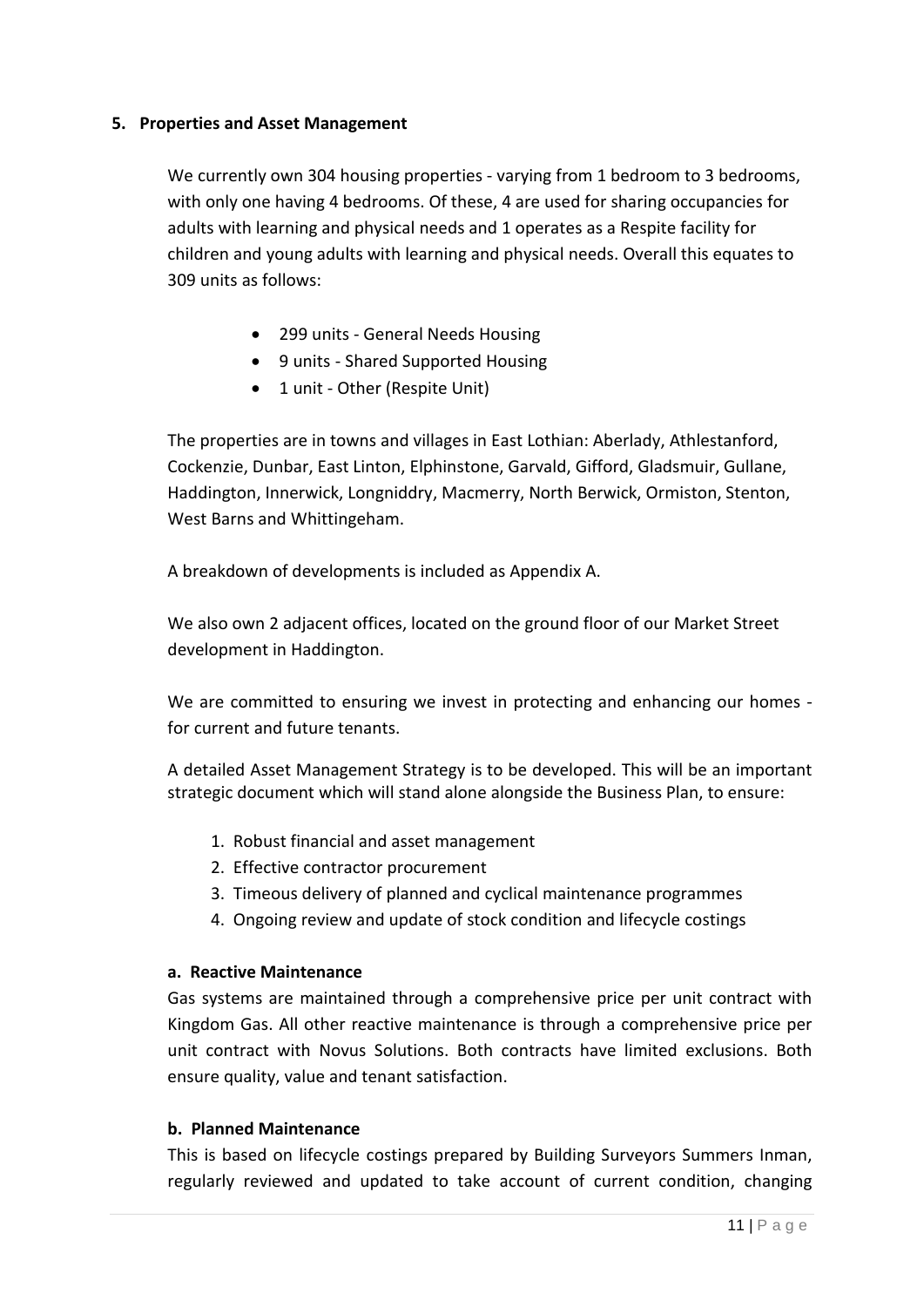## 5. Properties and Asset Management

We currently own 304 housing properties - varying from 1 bedroom to 3 bedrooms, with only one having 4 bedrooms. Of these, 4 are used for sharing occupancies for adults with learning and physical needs and 1 operates as a Respite facility for children and young adults with learning and physical needs. Overall this equates to 309 units as follows:

- 299 units - General Needs Housing
- 9 units - Shared Supported Housing
- 1 unit - Other (Respite Unit)

The properties are in towns and villages in East Lothian: Aberlady, Athlestanford, Cockenzie, Dunbar, East Linton, Elphinstone, Garvald, Gifford, Gladsmuir, Gullane, Haddington, Innerwick, Longniddry, Macmerry, North Berwick, Ormiston, Stenton, West Barns and Whittingeham.

A breakdown of developments is included as Appendix A.

We also own 2 adjacent offices, located on the ground floor of our Market Street development in Haddington.

We are committed to ensuring we invest in protecting and enhancing our homes - for current and future tenants.

A detailed Asset Management Strategy is to be developed. This will be an important strategic document which will stand alone alongside the Business Plan, to ensure:

1. Robust financial and asset management
2. Effective contractor procurement
3. Timeous delivery of planned and cyclical maintenance programmes
4. Ongoing review and update of stock condition and lifecycle costings

### a. Reactive Maintenance

Gas systems are maintained through a comprehensive price per unit contract with Kingdom Gas. All other reactive maintenance is through a comprehensive price per unit contract with Novus Solutions. Both contracts have limited exclusions. Both ensure quality, value and tenant satisfaction.

### b. Planned Maintenance

This is based on lifecycle costings prepared by Building Surveyors Summers Inman, regularly reviewed and updated to take account of current condition, changing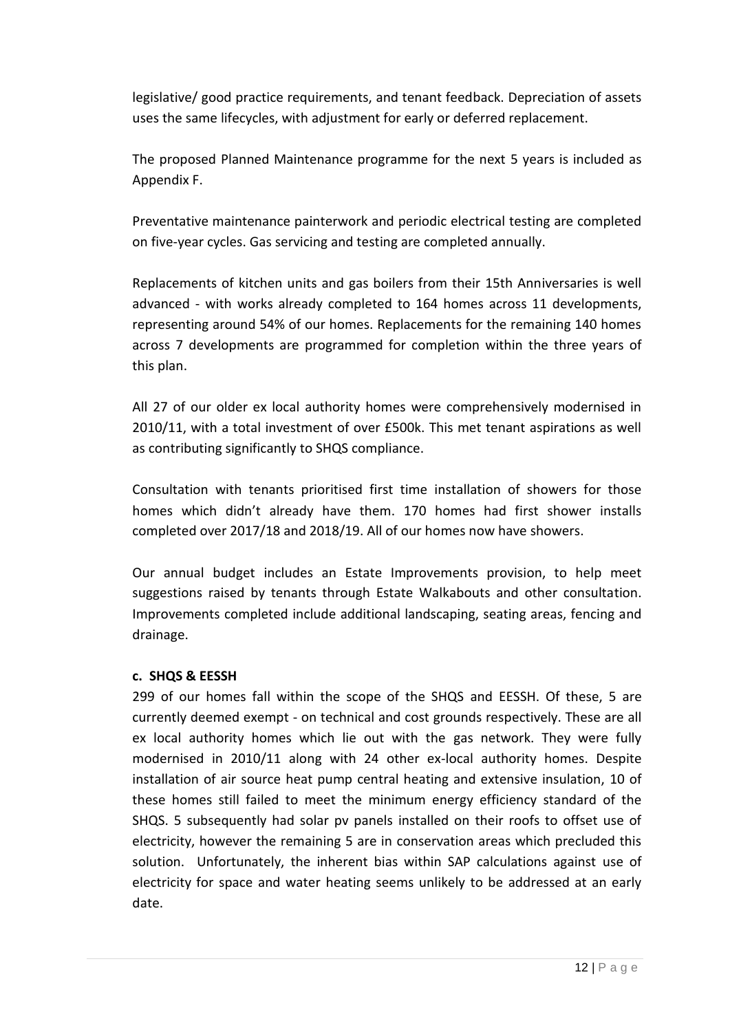legislative/ good practice requirements, and tenant feedback. Depreciation of assets uses the same lifecycles, with adjustment for early or deferred replacement.

The proposed Planned Maintenance programme for the next 5 years is included as Appendix F.

Preventative maintenance painterwork and periodic electrical testing are completed on five-year cycles. Gas servicing and testing are completed annually.

Replacements of kitchen units and gas boilers from their 15th Anniversaries is well advanced - with works already completed to 164 homes across 11 developments, representing around 54% of our homes. Replacements for the remaining 140 homes across 7 developments are programmed for completion within the three years of this plan.

All 27 of our older ex local authority homes were comprehensively modernised in 2010/11, with a total investment of over £500k. This met tenant aspirations as well as contributing significantly to SHQS compliance.

Consultation with tenants prioritised first time installation of showers for those homes which didn't already have them. 170 homes had first shower installs completed over 2017/18 and 2018/19. All of our homes now have showers.

Our annual budget includes an Estate Improvements provision, to help meet suggestions raised by tenants through Estate Walkabouts and other consultation. Improvements completed include additional landscaping, seating areas, fencing and drainage.

**c. SHQS & EESSH**

299 of our homes fall within the scope of the SHQS and EESSH. Of these, 5 are currently deemed exempt - on technical and cost grounds respectively. These are all ex local authority homes which lie out with the gas network. They were fully modernised in 2010/11 along with 24 other ex-local authority homes. Despite installation of air source heat pump central heating and extensive insulation, 10 of these homes still failed to meet the minimum energy efficiency standard of the SHQS. 5 subsequently had solar pv panels installed on their roofs to offset use of electricity, however the remaining 5 are in conservation areas which precluded this solution. Unfortunately, the inherent bias within SAP calculations against use of electricity for space and water heating seems unlikely to be addressed at an early date.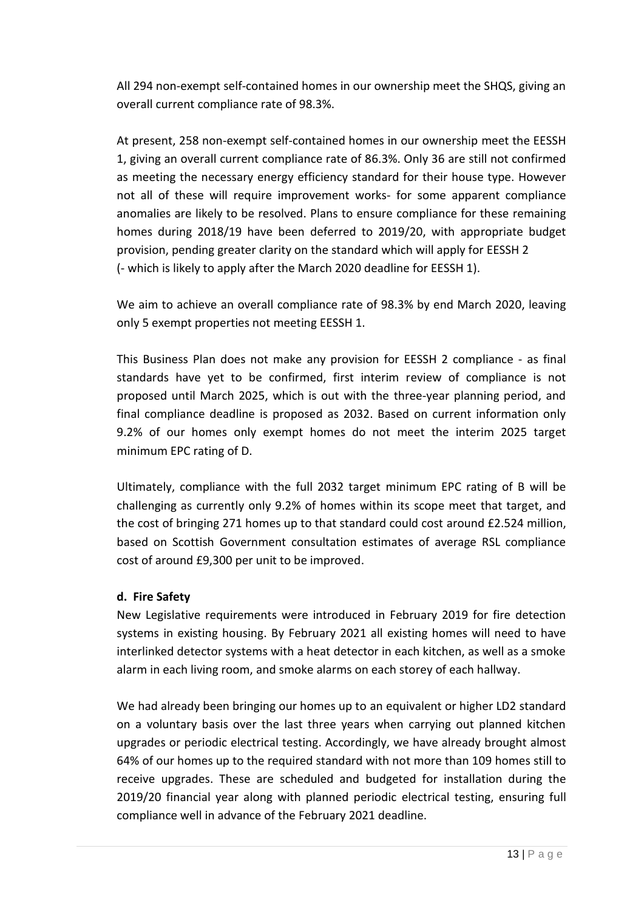All 294 non-exempt self-contained homes in our ownership meet the SHQS, giving an overall current compliance rate of 98.3%.

At present, 258 non-exempt self-contained homes in our ownership meet the EESSH 1, giving an overall current compliance rate of 86.3%. Only 36 are still not confirmed as meeting the necessary energy efficiency standard for their house type. However not all of these will require improvement works- for some apparent compliance anomalies are likely to be resolved. Plans to ensure compliance for these remaining homes during 2018/19 have been deferred to 2019/20, with appropriate budget provision, pending greater clarity on the standard which will apply for EESSH 2 (- which is likely to apply after the March 2020 deadline for EESSH 1).

We aim to achieve an overall compliance rate of 98.3% by end March 2020, leaving only 5 exempt properties not meeting EESSH 1.

This Business Plan does not make any provision for EESSH 2 compliance - as final standards have yet to be confirmed, first interim review of compliance is not proposed until March 2025, which is out with the three-year planning period, and final compliance deadline is proposed as 2032. Based on current information only 9.2% of our homes only exempt homes do not meet the interim 2025 target minimum EPC rating of D.

Ultimately, compliance with the full 2032 target minimum EPC rating of B will be challenging as currently only 9.2% of homes within its scope meet that target, and the cost of bringing 271 homes up to that standard could cost around £2.524 million, based on Scottish Government consultation estimates of average RSL compliance cost of around £9,300 per unit to be improved.

**d. Fire Safety**

New Legislative requirements were introduced in February 2019 for fire detection systems in existing housing. By February 2021 all existing homes will need to have interlinked detector systems with a heat detector in each kitchen, as well as a smoke alarm in each living room, and smoke alarms on each storey of each hallway.

We had already been bringing our homes up to an equivalent or higher LD2 standard on a voluntary basis over the last three years when carrying out planned kitchen upgrades or periodic electrical testing. Accordingly, we have already brought almost 64% of our homes up to the required standard with not more than 109 homes still to receive upgrades. These are scheduled and budgeted for installation during the 2019/20 financial year along with planned periodic electrical testing, ensuring full compliance well in advance of the February 2021 deadline.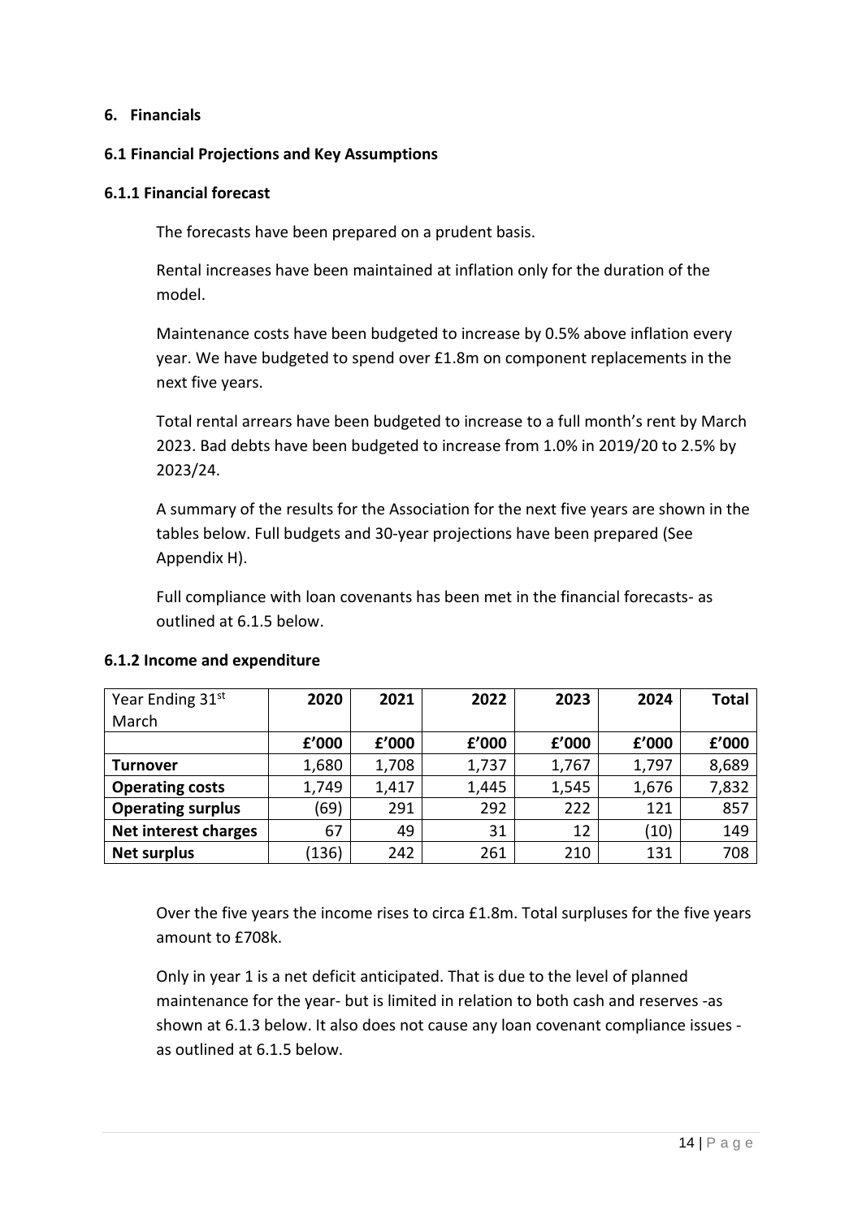## 6. Financials

### 6.1 Financial Projections and Key Assumptions

#### 6.1.1 Financial forecast

The forecasts have been prepared on a prudent basis.

Rental increases have been maintained at inflation only for the duration of the model.

Maintenance costs have been budgeted to increase by 0.5% above inflation every year. We have budgeted to spend over £1.8m on component replacements in the next five years.

Total rental arrears have been budgeted to increase to a full month's rent by March 2023. Bad debts have been budgeted to increase from 1.0% in 2019/20 to 2.5% by 2023/24.

A summary of the results for the Association for the next five years are shown in the tables below. Full budgets and 30-year projections have been prepared (See Appendix H).

Full compliance with loan covenants has been met in the financial forecasts- as outlined at 6.1.5 below.

#### 6.1.2 Income and expenditure

| Year Ending 31st March | 2020 | 2021 | 2022 | 2023 | 2024 | Total |
|---|---|---|---|---|---|---|
| | £'000 | £'000 | £'000 | £'000 | £'000 | £'000 |
| **Turnover** | 1,680 | 1,708 | 1,737 | 1,767 | 1,797 | 8,689 |
| **Operating costs** | 1,749 | 1,417 | 1,445 | 1,545 | 1,676 | 7,832 |
| **Operating surplus** | (69) | 291 | 292 | 222 | 121 | 857 |
| **Net interest charges** | 67 | 49 | 31 | 12 | (10) | 149 |
| **Net surplus** | (136) | 242 | 261 | 210 | 131 | 708 |

Over the five years the income rises to circa £1.8m. Total surpluses for the five years amount to £708k.

Only in year 1 is a net deficit anticipated. That is due to the level of planned maintenance for the year- but is limited in relation to both cash and reserves -as shown at 6.1.3 below. It also does not cause any loan covenant compliance issues - as outlined at 6.1.5 below.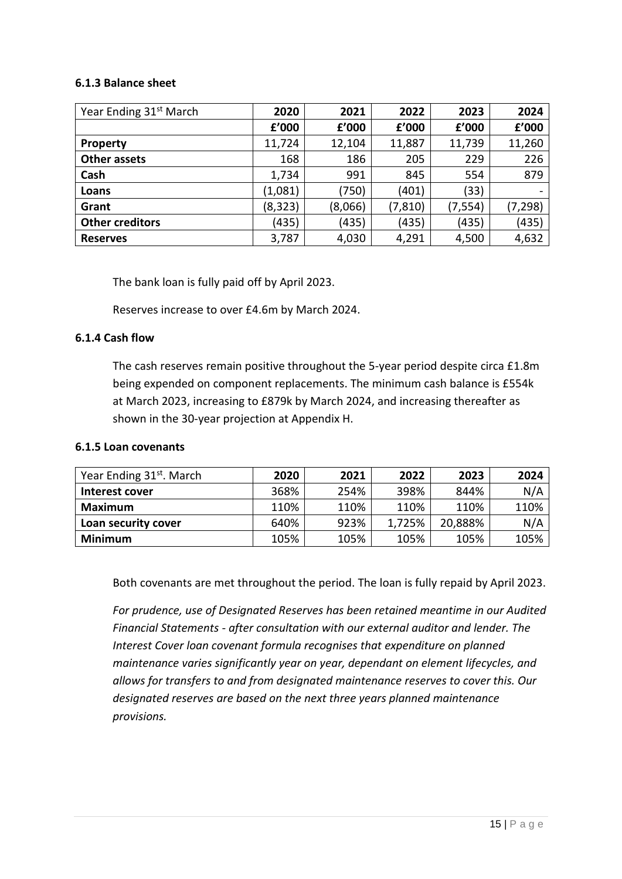#### 6.1.3 Balance sheet

| Year Ending 31st March | 2020 | 2021 | 2022 | 2023 | 2024 |
|---|---|---|---|---|---|
| | **£'000** | **£'000** | **£'000** | **£'000** | **£'000** |
| **Property** | 11,724 | 12,104 | 11,887 | 11,739 | 11,260 |
| **Other assets** | 168 | 186 | 205 | 229 | 226 |
| **Cash** | 1,734 | 991 | 845 | 554 | 879 |
| **Loans** | (1,081) | (750) | (401) | (33) | - |
| **Grant** | (8,323) | (8,066) | (7,810) | (7,554) | (7,298) |
| **Other creditors** | (435) | (435) | (435) | (435) | (435) |
| **Reserves** | 3,787 | 4,030 | 4,291 | 4,500 | 4,632 |

The bank loan is fully paid off by April 2023.

Reserves increase to over £4.6m by March 2024.

#### 6.1.4 Cash flow

The cash reserves remain positive throughout the 5-year period despite circa £1.8m being expended on component replacements. The minimum cash balance is £554k at March 2023, increasing to £879k by March 2024, and increasing thereafter as shown in the 30-year projection at Appendix H.

#### 6.1.5 Loan covenants

| Year Ending 31st. March | 2020 | 2021 | 2022 | 2023 | 2024 |
|---|---|---|---|---|---|
| **Interest cover** | 368% | 254% | 398% | 844% | N/A |
| **Maximum** | 110% | 110% | 110% | 110% | 110% |
| **Loan security cover** | 640% | 923% | 1,725% | 20,888% | N/A |
| **Minimum** | 105% | 105% | 105% | 105% | 105% |

Both covenants are met throughout the period. The loan is fully repaid by April 2023.

*For prudence, use of Designated Reserves has been retained meantime in our Audited Financial Statements - after consultation with our external auditor and lender. The Interest Cover loan covenant formula recognises that expenditure on planned maintenance varies significantly year on year, dependant on element lifecycles, and allows for transfers to and from designated maintenance reserves to cover this. Our designated reserves are based on the next three years planned maintenance provisions.*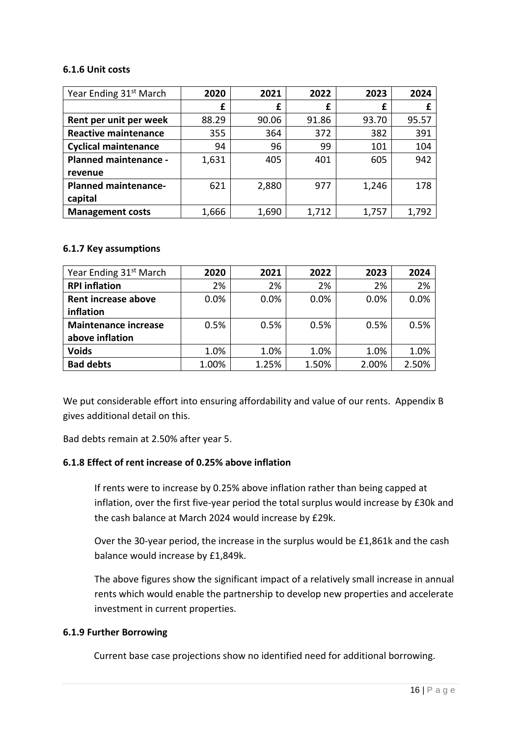#### 6.1.6 Unit costs

| Year Ending 31st March | 2020 | 2021 | 2022 | 2023 | 2024 |
|---|---|---|---|---|---|
| | £ | £ | £ | £ | £ |
| **Rent per unit per week** | 88.29 | 90.06 | 91.86 | 93.70 | 95.57 |
| **Reactive maintenance** | 355 | 364 | 372 | 382 | 391 |
| **Cyclical maintenance** | 94 | 96 | 99 | 101 | 104 |
| **Planned maintenance - revenue** | 1,631 | 405 | 401 | 605 | 942 |
| **Planned maintenance- capital** | 621 | 2,880 | 977 | 1,246 | 178 |
| **Management costs** | 1,666 | 1,690 | 1,712 | 1,757 | 1,792 |

#### 6.1.7 Key assumptions

| Year Ending 31st March | 2020 | 2021 | 2022 | 2023 | 2024 |
|---|---|---|---|---|---|
| **RPI inflation** | 2% | 2% | 2% | 2% | 2% |
| **Rent increase above inflation** | 0.0% | 0.0% | 0.0% | 0.0% | 0.0% |
| **Maintenance increase above inflation** | 0.5% | 0.5% | 0.5% | 0.5% | 0.5% |
| **Voids** | 1.0% | 1.0% | 1.0% | 1.0% | 1.0% |
| **Bad debts** | 1.00% | 1.25% | 1.50% | 2.00% | 2.50% |

We put considerable effort into ensuring affordability and value of our rents. Appendix B gives additional detail on this.

Bad debts remain at 2.50% after year 5.

#### 6.1.8 Effect of rent increase of 0.25% above inflation

If rents were to increase by 0.25% above inflation rather than being capped at inflation, over the first five-year period the total surplus would increase by £30k and the cash balance at March 2024 would increase by £29k.

Over the 30-year period, the increase in the surplus would be £1,861k and the cash balance would increase by £1,849k.

The above figures show the significant impact of a relatively small increase in annual rents which would enable the partnership to develop new properties and accelerate investment in current properties.

#### 6.1.9 Further Borrowing

Current base case projections show no identified need for additional borrowing.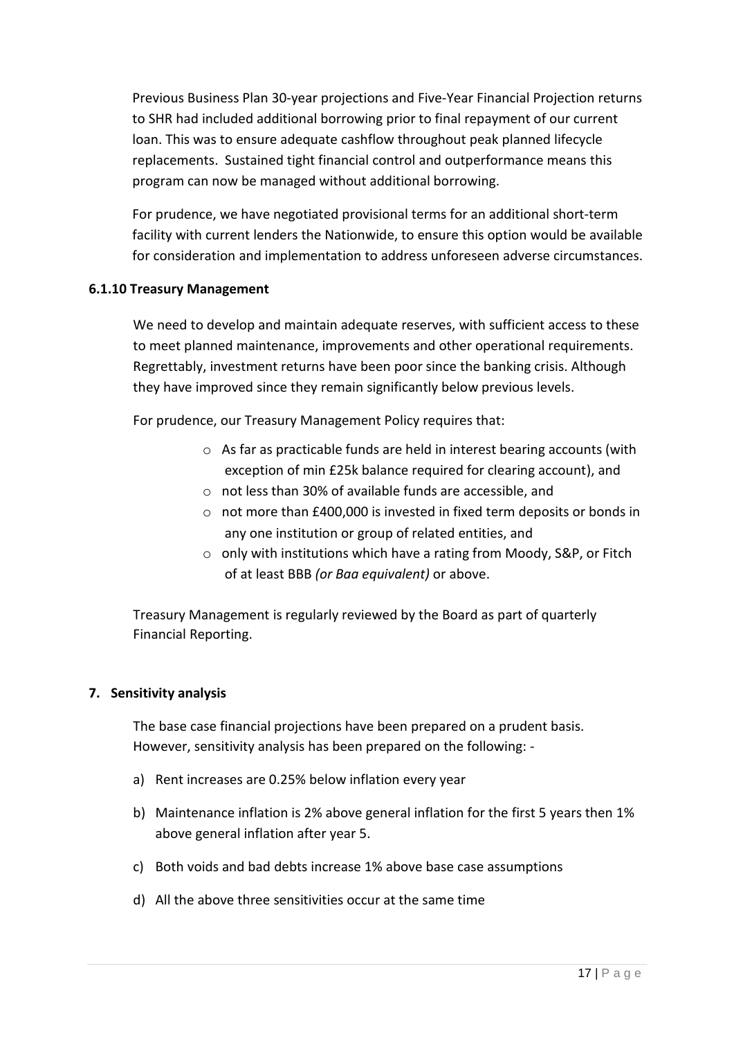Previous Business Plan 30-year projections and Five-Year Financial Projection returns to SHR had included additional borrowing prior to final repayment of our current loan. This was to ensure adequate cashflow throughout peak planned lifecycle replacements. Sustained tight financial control and outperformance means this program can now be managed without additional borrowing.

For prudence, we have negotiated provisional terms for an additional short-term facility with current lenders the Nationwide, to ensure this option would be available for consideration and implementation to address unforeseen adverse circumstances.

### 6.1.10 Treasury Management

We need to develop and maintain adequate reserves, with sufficient access to these to meet planned maintenance, improvements and other operational requirements. Regrettably, investment returns have been poor since the banking crisis. Although they have improved since they remain significantly below previous levels.

For prudence, our Treasury Management Policy requires that:

- As far as practicable funds are held in interest bearing accounts (with exception of min £25k balance required for clearing account), and
- not less than 30% of available funds are accessible, and
- not more than £400,000 is invested in fixed term deposits or bonds in any one institution or group of related entities, and
- only with institutions which have a rating from Moody, S&P, or Fitch of at least BBB *(or Baa equivalent)* or above.

Treasury Management is regularly reviewed by the Board as part of quarterly Financial Reporting.

## 7. Sensitivity analysis

The base case financial projections have been prepared on a prudent basis. However, sensitivity analysis has been prepared on the following: -

a) Rent increases are 0.25% below inflation every year

b) Maintenance inflation is 2% above general inflation for the first 5 years then 1% above general inflation after year 5.

c) Both voids and bad debts increase 1% above base case assumptions

d) All the above three sensitivities occur at the same time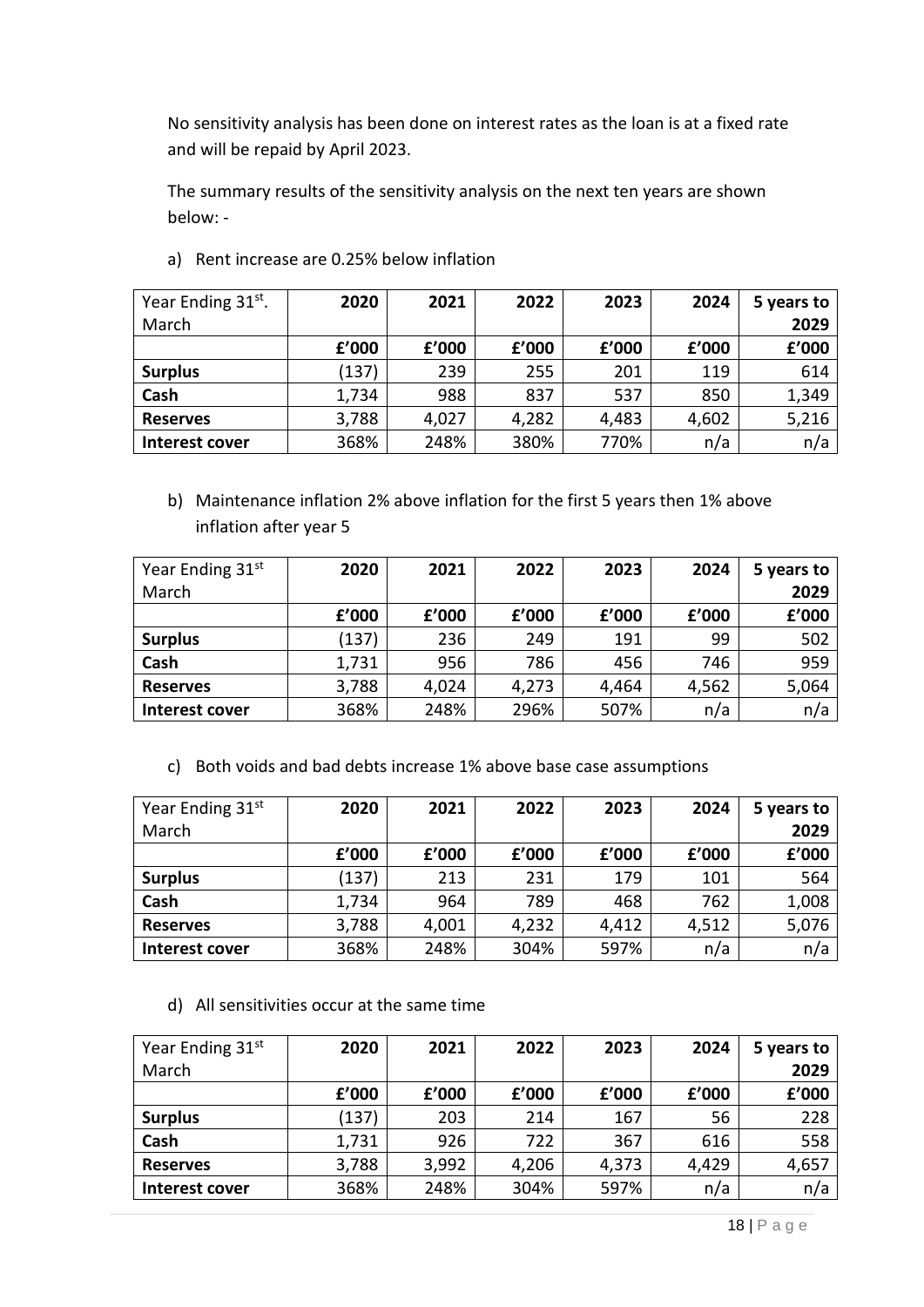No sensitivity analysis has been done on interest rates as the loan is at a fixed rate and will be repaid by April 2023.

The summary results of the sensitivity analysis on the next ten years are shown below: -

a) Rent increase are 0.25% below inflation

| Year Ending 31st. March | 2020 | 2021 | 2022 | 2023 | 2024 | 5 years to 2029 |
|---|---|---|---|---|---|---|
| | £'000 | £'000 | £'000 | £'000 | £'000 | £'000 |
| **Surplus** | (137) | 239 | 255 | 201 | 119 | 614 |
| **Cash** | 1,734 | 988 | 837 | 537 | 850 | 1,349 |
| **Reserves** | 3,788 | 4,027 | 4,282 | 4,483 | 4,602 | 5,216 |
| **Interest cover** | 368% | 248% | 380% | 770% | n/a | n/a |

b) Maintenance inflation 2% above inflation for the first 5 years then 1% above inflation after year 5

| Year Ending 31st March | 2020 | 2021 | 2022 | 2023 | 2024 | 5 years to 2029 |
|---|---|---|---|---|---|---|
| | £'000 | £'000 | £'000 | £'000 | £'000 | £'000 |
| **Surplus** | (137) | 236 | 249 | 191 | 99 | 502 |
| **Cash** | 1,731 | 956 | 786 | 456 | 746 | 959 |
| **Reserves** | 3,788 | 4,024 | 4,273 | 4,464 | 4,562 | 5,064 |
| **Interest cover** | 368% | 248% | 296% | 507% | n/a | n/a |

c) Both voids and bad debts increase 1% above base case assumptions

| Year Ending 31st March | 2020 | 2021 | 2022 | 2023 | 2024 | 5 years to 2029 |
|---|---|---|---|---|---|---|
| | £'000 | £'000 | £'000 | £'000 | £'000 | £'000 |
| **Surplus** | (137) | 213 | 231 | 179 | 101 | 564 |
| **Cash** | 1,734 | 964 | 789 | 468 | 762 | 1,008 |
| **Reserves** | 3,788 | 4,001 | 4,232 | 4,412 | 4,512 | 5,076 |
| **Interest cover** | 368% | 248% | 304% | 597% | n/a | n/a |

d) All sensitivities occur at the same time

| Year Ending 31st March | 2020 | 2021 | 2022 | 2023 | 2024 | 5 years to 2029 |
|---|---|---|---|---|---|---|
| | £'000 | £'000 | £'000 | £'000 | £'000 | £'000 |
| **Surplus** | (137) | 203 | 214 | 167 | 56 | 228 |
| **Cash** | 1,731 | 926 | 722 | 367 | 616 | 558 |
| **Reserves** | 3,788 | 3,992 | 4,206 | 4,373 | 4,429 | 4,657 |
| **Interest cover** | 368% | 248% | 304% | 597% | n/a | n/a |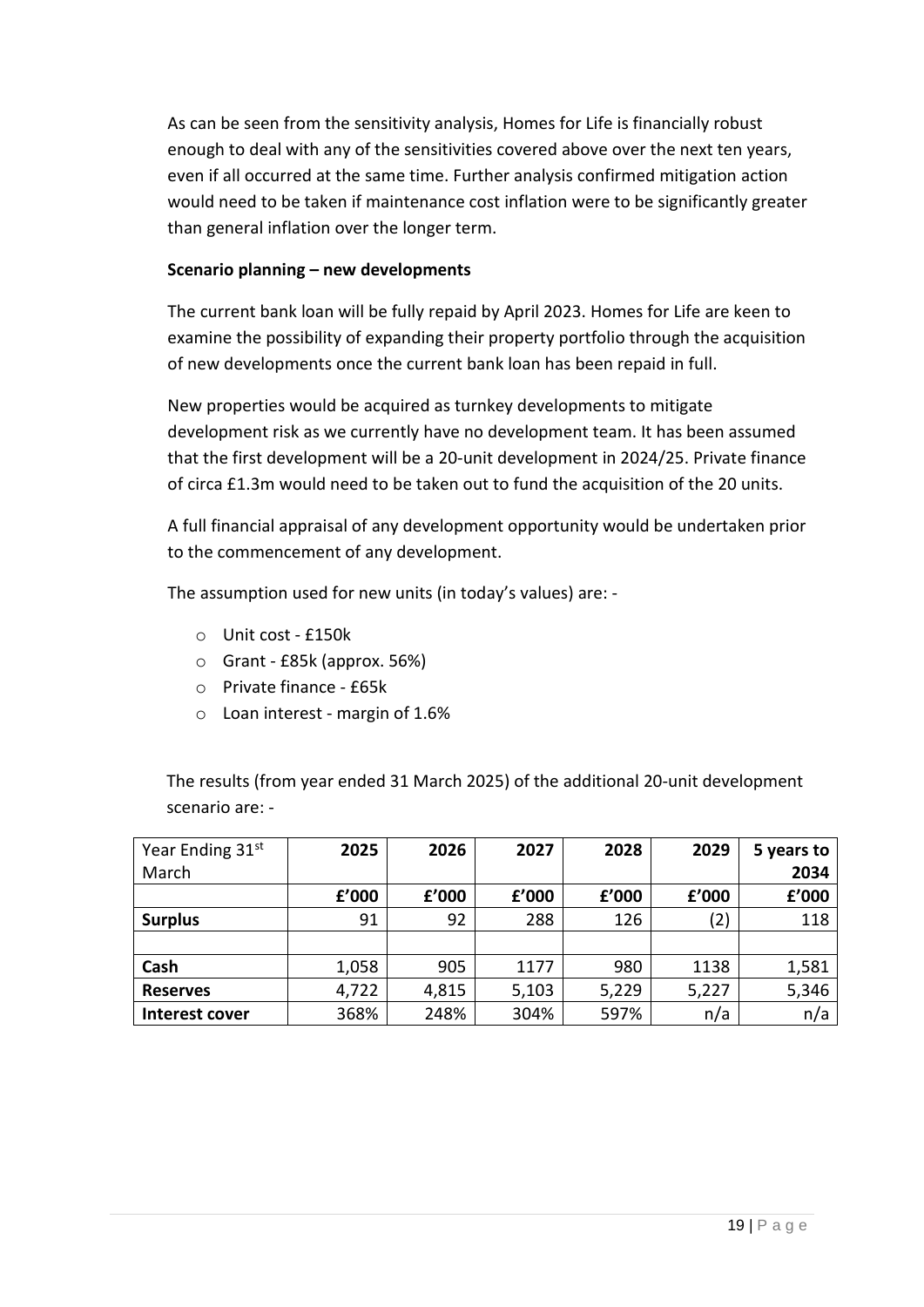As can be seen from the sensitivity analysis, Homes for Life is financially robust enough to deal with any of the sensitivities covered above over the next ten years, even if all occurred at the same time. Further analysis confirmed mitigation action would need to be taken if maintenance cost inflation were to be significantly greater than general inflation over the longer term.

**Scenario planning – new developments**

The current bank loan will be fully repaid by April 2023. Homes for Life are keen to examine the possibility of expanding their property portfolio through the acquisition of new developments once the current bank loan has been repaid in full.

New properties would be acquired as turnkey developments to mitigate development risk as we currently have no development team. It has been assumed that the first development will be a 20-unit development in 2024/25. Private finance of circa £1.3m would need to be taken out to fund the acquisition of the 20 units.

A full financial appraisal of any development opportunity would be undertaken prior to the commencement of any development.

The assumption used for new units (in today's values) are: -

- Unit cost - £150k
- Grant - £85k (approx. 56%)
- Private finance - £65k
- Loan interest - margin of 1.6%

The results (from year ended 31 March 2025) of the additional 20-unit development scenario are: -

| Year Ending 31st March | 2025 | 2026 | 2027 | 2028 | 2029 | 5 years to 2034 |
|---|---|---|---|---|---|---|
| | £'000 | £'000 | £'000 | £'000 | £'000 | £'000 |
| **Surplus** | 91 | 92 | 288 | 126 | (2) | 118 |
| | | | | | | |
| **Cash** | 1,058 | 905 | 1177 | 980 | 1138 | 1,581 |
| **Reserves** | 4,722 | 4,815 | 5,103 | 5,229 | 5,227 | 5,346 |
| **Interest cover** | 368% | 248% | 304% | 597% | n/a | n/a |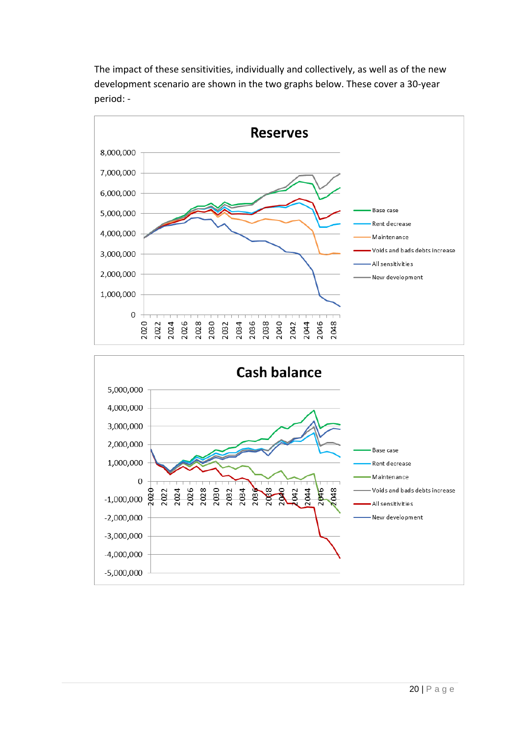The impact of these sensitivities, individually and collectively, as well as of the new development scenario are shown in the two graphs below. These cover a 30-year period: -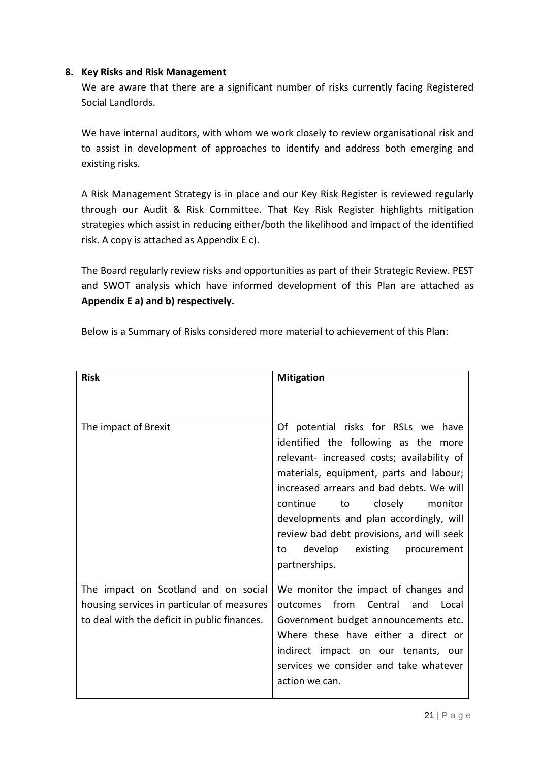## 8. Key Risks and Risk Management

We are aware that there are a significant number of risks currently facing Registered Social Landlords.

We have internal auditors, with whom we work closely to review organisational risk and to assist in development of approaches to identify and address both emerging and existing risks.

A Risk Management Strategy is in place and our Key Risk Register is reviewed regularly through our Audit & Risk Committee. That Key Risk Register highlights mitigation strategies which assist in reducing either/both the likelihood and impact of the identified risk. A copy is attached as Appendix E c).

The Board regularly review risks and opportunities as part of their Strategic Review. PEST and SWOT analysis which have informed development of this Plan are attached as **Appendix E a) and b) respectively.**

Below is a Summary of Risks considered more material to achievement of this Plan:

| **Risk** | **Mitigation** |
|---|---|
| The impact of Brexit | Of potential risks for RSLs we have identified the following as the more relevant- increased costs; availability of materials, equipment, parts and labour; increased arrears and bad debts. We will continue to closely monitor developments and plan accordingly, will review bad debt provisions, and will seek to develop existing procurement partnerships. |
| The impact on Scotland and on social housing services in particular of measures to deal with the deficit in public finances. | We monitor the impact of changes and outcomes from Central and Local Government budget announcements etc. Where these have either a direct or indirect impact on our tenants, our services we consider and take whatever action we can. |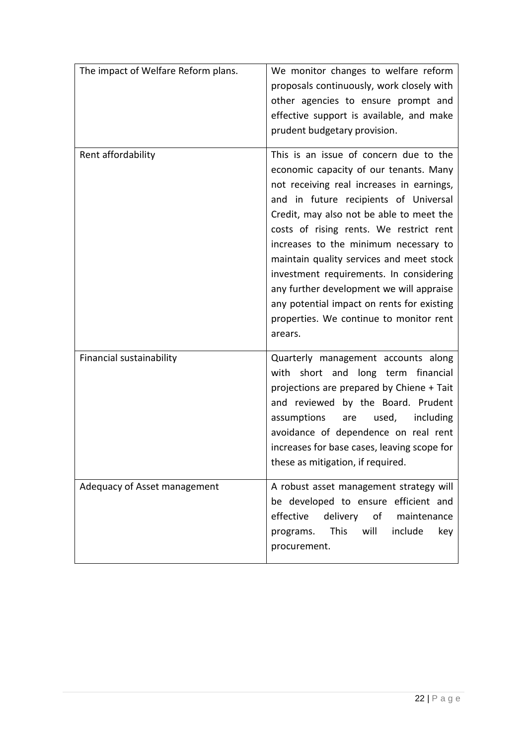| | |
|---|---|
| The impact of Welfare Reform plans. | We monitor changes to welfare reform proposals continuously, work closely with other agencies to ensure prompt and effective support is available, and make prudent budgetary provision. |
| Rent affordability | This is an issue of concern due to the economic capacity of our tenants. Many not receiving real increases in earnings, and in future recipients of Universal Credit, may also not be able to meet the costs of rising rents. We restrict rent increases to the minimum necessary to maintain quality services and meet stock investment requirements. In considering any further development we will appraise any potential impact on rents for existing properties. We continue to monitor rent arears. |
| Financial sustainability | Quarterly management accounts along with short and long term financial projections are prepared by Chiene + Tait and reviewed by the Board. Prudent assumptions are used, including avoidance of dependence on real rent increases for base cases, leaving scope for these as mitigation, if required. |
| Adequacy of Asset management | A robust asset management strategy will be developed to ensure efficient and effective delivery of maintenance programs. This will include key procurement. |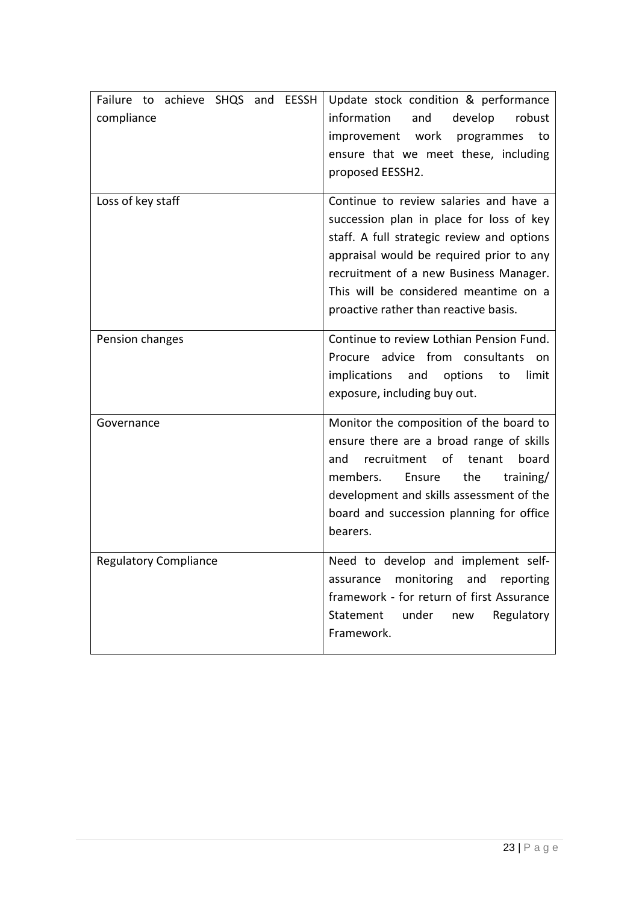| | |
|---|---|
| Failure to achieve SHQS and EESSH compliance | Update stock condition & performance information and develop robust improvement work programmes to ensure that we meet these, including proposed EESSH2. |
| Loss of key staff | Continue to review salaries and have a succession plan in place for loss of key staff. A full strategic review and options appraisal would be required prior to any recruitment of a new Business Manager. This will be considered meantime on a proactive rather than reactive basis. |
| Pension changes | Continue to review Lothian Pension Fund. Procure advice from consultants on implications and options to limit exposure, including buy out. |
| Governance | Monitor the composition of the board to ensure there are a broad range of skills and recruitment of tenant board members. Ensure the training/ development and skills assessment of the board and succession planning for office bearers. |
| Regulatory Compliance | Need to develop and implement self-assurance monitoring and reporting framework - for return of first Assurance Statement under new Regulatory Framework. |